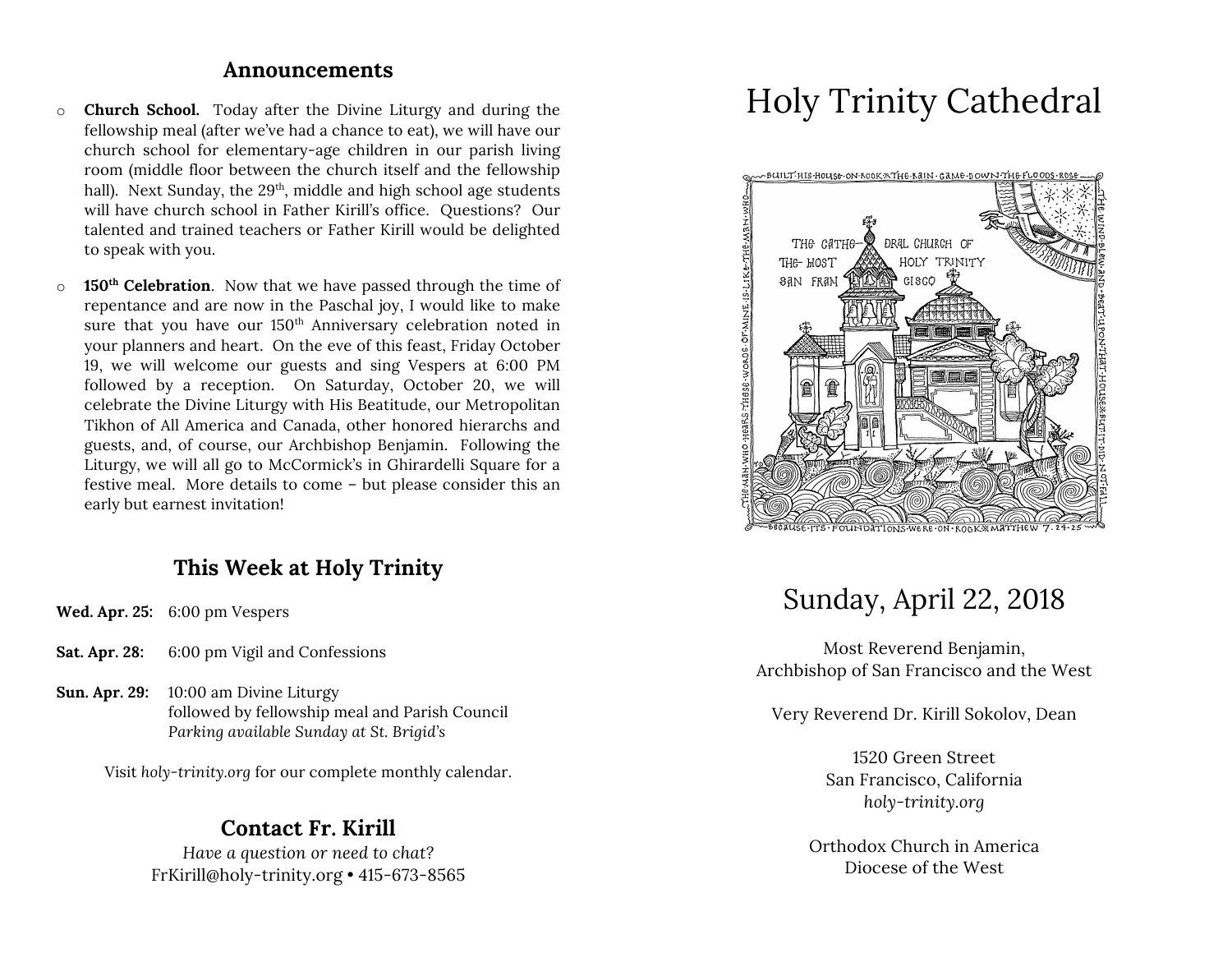## Announcements

- **Church School.** Today after the Divine Liturgy and during the fellowship meal (after we've had a chance to eat), we will have our church school for elementary-age children in our parish living room (middle floor between the church itself and the fellowship hall). Next Sunday, the 29th, middle and high school age students will have church school in Father Kirill's office. Questions? Our talented and trained teachers or Father Kirill would be delighted to speak with you.

- **150th Celebration**. Now that we have passed through the time of repentance and are now in the Paschal joy, I would like to make sure that you have our 150th Anniversary celebration noted in your planners and heart. On the eve of this feast, Friday October 19, we will welcome our guests and sing Vespers at 6:00 PM followed by a reception. On Saturday, October 20, we will celebrate the Divine Liturgy with His Beatitude, our Metropolitan Tikhon of All America and Canada, other honored hierarchs and guests, and, of course, our Archbishop Benjamin. Following the Liturgy, we will all go to McCormick's in Ghirardelli Square for a festive meal. More details to come – but please consider this an early but earnest invitation!

## This Week at Holy Trinity

**Wed. Apr. 25:** 6:00 pm Vespers

**Sat. Apr. 28:** 6:00 pm Vigil and Confessions

**Sun. Apr. 29:** 10:00 am Divine Liturgy
followed by fellowship meal and Parish Council
*Parking available Sunday at St. Brigid's*

Visit *holy-trinity.org* for our complete monthly calendar.

## Contact Fr. Kirill

*Have a question or need to chat?*
FrKirill@holy-trinity.org • 415-673-8565

# Holy Trinity Cathedral

BUILT HIS HOUSE ON ROCK ※ THE RAIN CAME DOWN THE FLOODS ROSE ※ THE WIND BLEW AND BEAT UPON THAT HOUSE ※ BUT IT DID NOT FALL BECAUSE ITS FOUNDATIONS WERE ON ROCK ※ MATTHEW 7.24-25 — THE MAN WHO HEARS THESE WORDS OF MINE IS LIKE THE MAN WHO

THE CATHEDRAL CHURCH OF THE MOST HOLY TRINITY SAN FRANCISCO

## Sunday, April 22, 2018

Most Reverend Benjamin,
Archbishop of San Francisco and the West

Very Reverend Dr. Kirill Sokolov, Dean

1520 Green Street
San Francisco, California
*holy-trinity.org*

Orthodox Church in America
Diocese of the West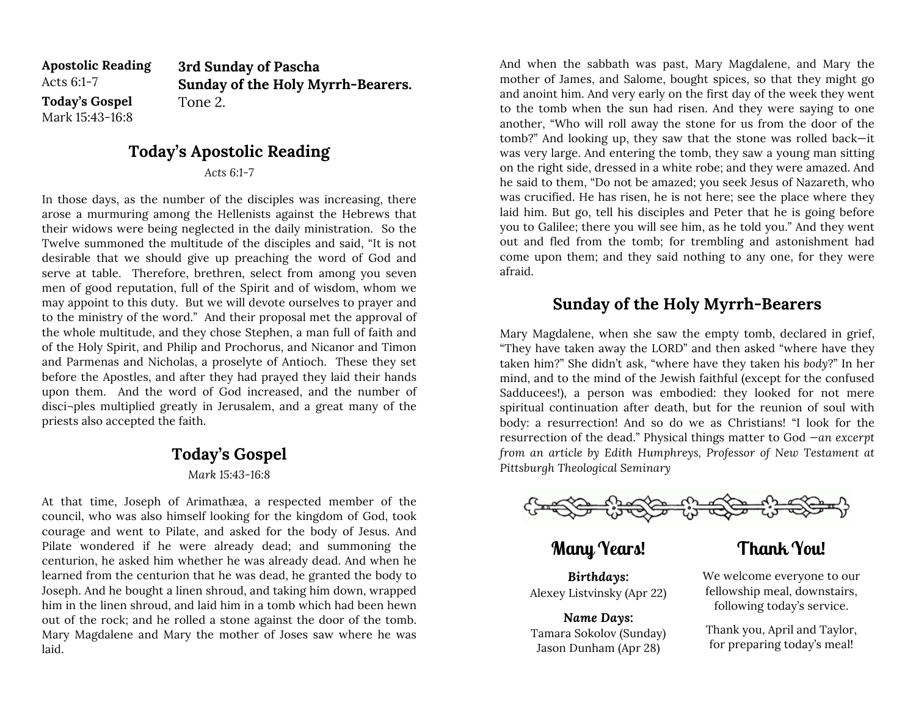**Apostolic Reading**
Acts 6:1-7

**Today's Gospel**
Mark 15:43-16:8

**3rd Sunday of Pascha**
**Sunday of the Holy Myrrh-Bearers.**
Tone 2.

## Today's Apostolic Reading

*Acts 6:1-7*

In those days, as the number of the disciples was increasing, there arose a murmuring among the Hellenists against the Hebrews that their widows were being neglected in the daily ministration. So the Twelve summoned the multitude of the disciples and said, "It is not desirable that we should give up preaching the word of God and serve at table. Therefore, brethren, select from among you seven men of good reputation, full of the Spirit and of wisdom, whom we may appoint to this duty. But we will devote ourselves to prayer and to the ministry of the word." And their proposal met the approval of the whole multitude, and they chose Stephen, a man full of faith and of the Holy Spirit, and Philip and Prochorus, and Nicanor and Timon and Parmenas and Nicholas, a proselyte of Antioch. These they set before the Apostles, and after they had prayed they laid their hands upon them. And the word of God increased, and the number of disci¬ples multiplied greatly in Jerusalem, and a great many of the priests also accepted the faith.

## Today's Gospel

*Mark 15:43-16:8*

At that time, Joseph of Arimathæa, a respected member of the council, who was also himself looking for the kingdom of God, took courage and went to Pilate, and asked for the body of Jesus. And Pilate wondered if he were already dead; and summoning the centurion, he asked him whether he was already dead. And when he learned from the centurion that he was dead, he granted the body to Joseph. And he bought a linen shroud, and taking him down, wrapped him in the linen shroud, and laid him in a tomb which had been hewn out of the rock; and he rolled a stone against the door of the tomb. Mary Magdalene and Mary the mother of Joses saw where he was laid.

And when the sabbath was past, Mary Magdalene, and Mary the mother of James, and Salome, bought spices, so that they might go and anoint him. And very early on the first day of the week they went to the tomb when the sun had risen. And they were saying to one another, "Who will roll away the stone for us from the door of the tomb?" And looking up, they saw that the stone was rolled back—it was very large. And entering the tomb, they saw a young man sitting on the right side, dressed in a white robe; and they were amazed. And he said to them, "Do not be amazed; you seek Jesus of Nazareth, who was crucified. He has risen, he is not here; see the place where they laid him. But go, tell his disciples and Peter that he is going before you to Galilee; there you will see him, as he told you." And they went out and fled from the tomb; for trembling and astonishment had come upon them; and they said nothing to any one, for they were afraid.

## Sunday of the Holy Myrrh-Bearers

Mary Magdalene, when she saw the empty tomb, declared in grief, "They have taken away the LORD" and then asked "where have they taken him?" She didn't ask, "where have they taken his *body*?" In her mind, and to the mind of the Jewish faithful (except for the confused Sadducees!), a person was embodied: they looked for not mere spiritual continuation after death, but for the reunion of soul with body: a resurrection! And so do we as Christians! "I look for the resurrection of the dead." Physical things matter to God —*an excerpt from an article by Edith Humphreys, Professor of New Testament at Pittsburgh Theological Seminary*

## Many Years!

***Birthdays:***
Alexey Listvinsky (Apr 22)

***Name Days:***
Tamara Sokolov (Sunday)
Jason Dunham (Apr 28)

## Thank You!

We welcome everyone to our fellowship meal, downstairs, following today's service.

Thank you, April and Taylor, for preparing today's meal!